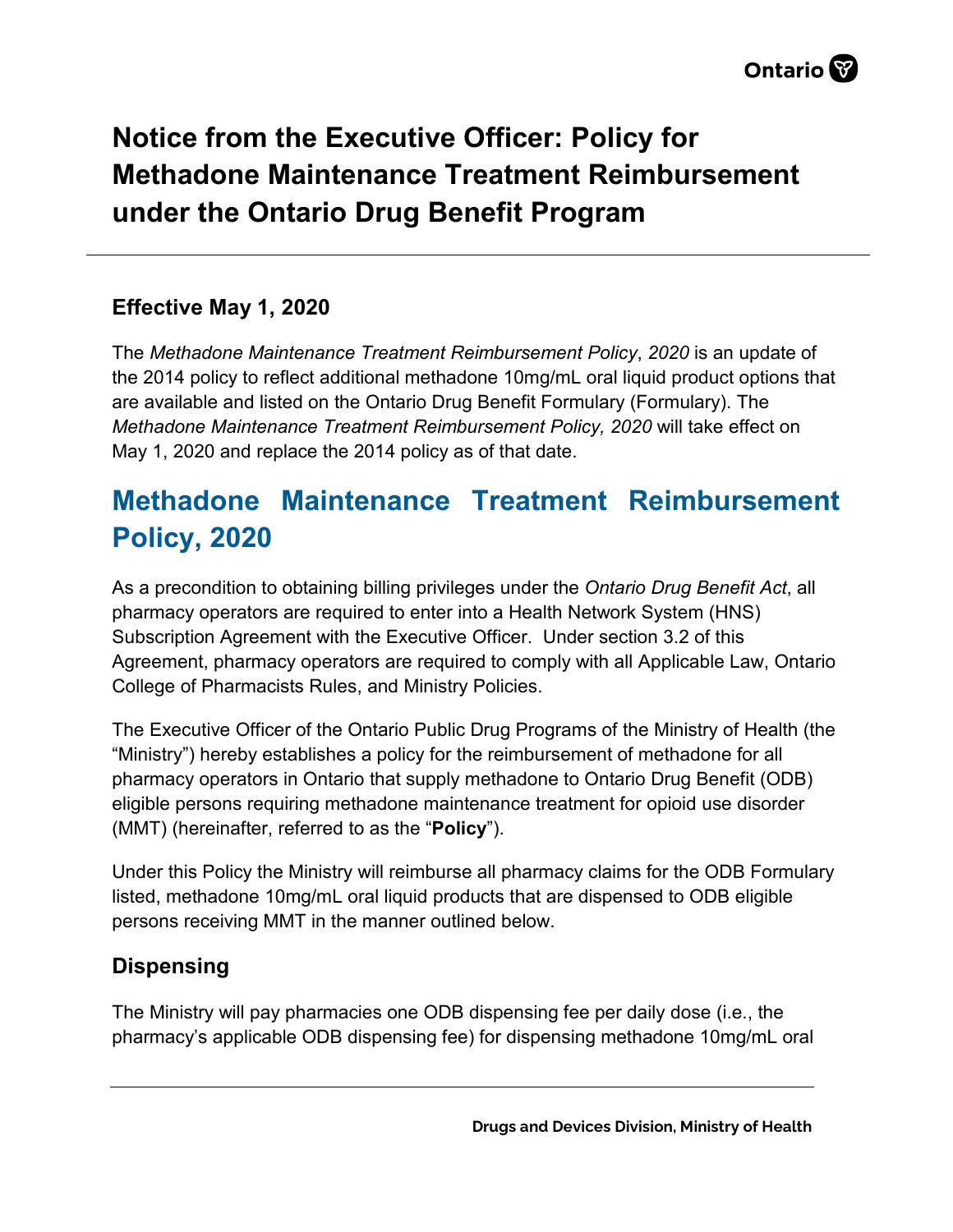# Notice from the Executive Officer: Policy for Methadone Maintenance Treatment Reimbursement under the Ontario Drug Benefit Program

### Effective May 1, 2020

The *Methadone Maintenance Treatment Reimbursement Policy*, *2020* is an update of the 2014 policy to reflect additional methadone 10mg/mL oral liquid product options that are available and listed on the Ontario Drug Benefit Formulary (Formulary). The *Methadone Maintenance Treatment Reimbursement Policy, 2020* will take effect on May 1, 2020 and replace the 2014 policy as of that date.

## Methadone Maintenance Treatment Reimbursement Policy, 2020

As a precondition to obtaining billing privileges under the *Ontario Drug Benefit Act*, all pharmacy operators are required to enter into a Health Network System (HNS) Subscription Agreement with the Executive Officer. Under section 3.2 of this Agreement, pharmacy operators are required to comply with all Applicable Law, Ontario College of Pharmacists Rules, and Ministry Policies.

The Executive Officer of the Ontario Public Drug Programs of the Ministry of Health (the "Ministry") hereby establishes a policy for the reimbursement of methadone for all pharmacy operators in Ontario that supply methadone to Ontario Drug Benefit (ODB) eligible persons requiring methadone maintenance treatment for opioid use disorder (MMT) (hereinafter, referred to as the "**Policy**").

Under this Policy the Ministry will reimburse all pharmacy claims for the ODB Formulary listed, methadone 10mg/mL oral liquid products that are dispensed to ODB eligible persons receiving MMT in the manner outlined below.

### Dispensing

The Ministry will pay pharmacies one ODB dispensing fee per daily dose (i.e., the pharmacy's applicable ODB dispensing fee) for dispensing methadone 10mg/mL oral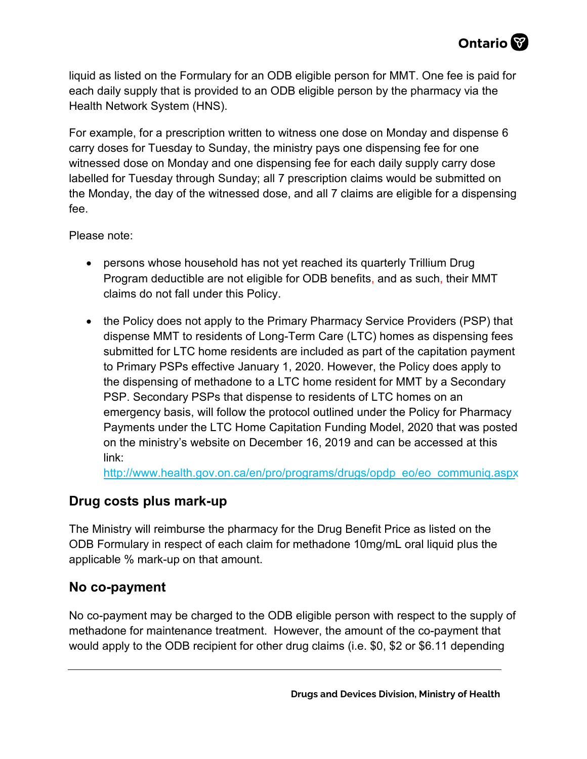liquid as listed on the Formulary for an ODB eligible person for MMT. One fee is paid for each daily supply that is provided to an ODB eligible person by the pharmacy via the Health Network System (HNS).

For example, for a prescription written to witness one dose on Monday and dispense 6 carry doses for Tuesday to Sunday, the ministry pays one dispensing fee for one witnessed dose on Monday and one dispensing fee for each daily supply carry dose labelled for Tuesday through Sunday; all 7 prescription claims would be submitted on the Monday, the day of the witnessed dose, and all 7 claims are eligible for a dispensing fee.

Please note:

- persons whose household has not yet reached its quarterly Trillium Drug Program deductible are not eligible for ODB benefits, and as such, their MMT claims do not fall under this Policy.
- the Policy does not apply to the Primary Pharmacy Service Providers (PSP) that dispense MMT to residents of Long-Term Care (LTC) homes as dispensing fees submitted for LTC home residents are included as part of the capitation payment to Primary PSPs effective January 1, 2020. However, the Policy does apply to the dispensing of methadone to a LTC home resident for MMT by a Secondary PSP. Secondary PSPs that dispense to residents of LTC homes on an emergency basis, will follow the protocol outlined under the Policy for Pharmacy Payments under the LTC Home Capitation Funding Model, 2020 that was posted on the ministry's website on December 16, 2019 and can be accessed at this link: [http://www.health.gov.on.ca/en/pro/programs/drugs/opdp_eo/eo_communiq.aspx](http://www.health.gov.on.ca/en/pro/programs/drugs/opdp_eo/eo_communiq.aspx)

## Drug costs plus mark-up

The Ministry will reimburse the pharmacy for the Drug Benefit Price as listed on the ODB Formulary in respect of each claim for methadone 10mg/mL oral liquid plus the applicable % mark-up on that amount.

## No co-payment

No co-payment may be charged to the ODB eligible person with respect to the supply of methadone for maintenance treatment. However, the amount of the co-payment that would apply to the ODB recipient for other drug claims (i.e. $0, $2 or $6.11 depending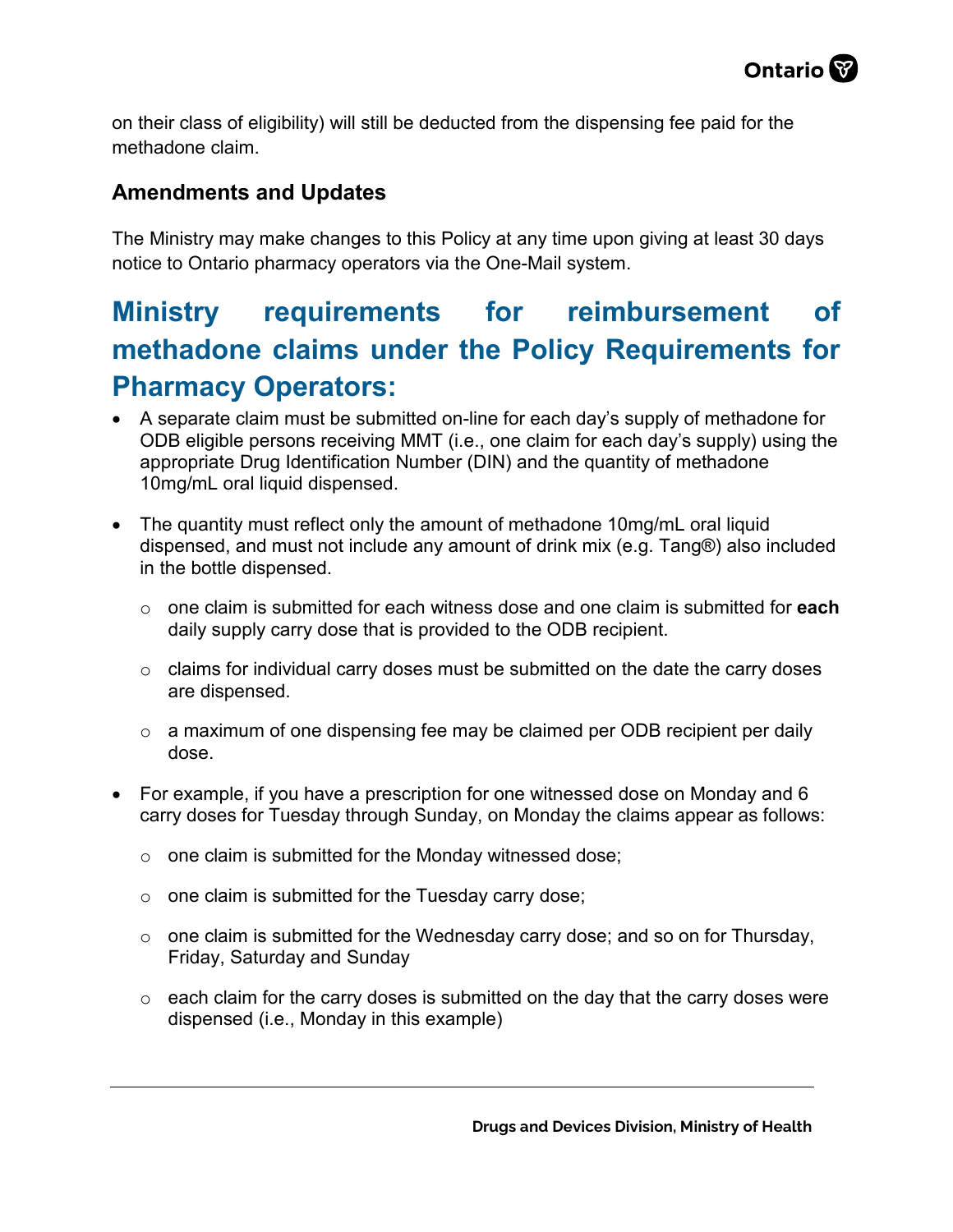on their class of eligibility) will still be deducted from the dispensing fee paid for the methadone claim.

### Amendments and Updates

The Ministry may make changes to this Policy at any time upon giving at least 30 days notice to Ontario pharmacy operators via the One-Mail system.

## Ministry requirements for reimbursement of methadone claims under the Policy Requirements for Pharmacy Operators:

- A separate claim must be submitted on-line for each day's supply of methadone for ODB eligible persons receiving MMT (i.e., one claim for each day's supply) using the appropriate Drug Identification Number (DIN) and the quantity of methadone 10mg/mL oral liquid dispensed.
- The quantity must reflect only the amount of methadone 10mg/mL oral liquid dispensed, and must not include any amount of drink mix (e.g. Tang®) also included in the bottle dispensed.
  - one claim is submitted for each witness dose and one claim is submitted for **each** daily supply carry dose that is provided to the ODB recipient.
  - claims for individual carry doses must be submitted on the date the carry doses are dispensed.
  - a maximum of one dispensing fee may be claimed per ODB recipient per daily dose.
- For example, if you have a prescription for one witnessed dose on Monday and 6 carry doses for Tuesday through Sunday, on Monday the claims appear as follows:
  - one claim is submitted for the Monday witnessed dose;
  - one claim is submitted for the Tuesday carry dose;
  - one claim is submitted for the Wednesday carry dose; and so on for Thursday, Friday, Saturday and Sunday
  - each claim for the carry doses is submitted on the day that the carry doses were dispensed (i.e., Monday in this example)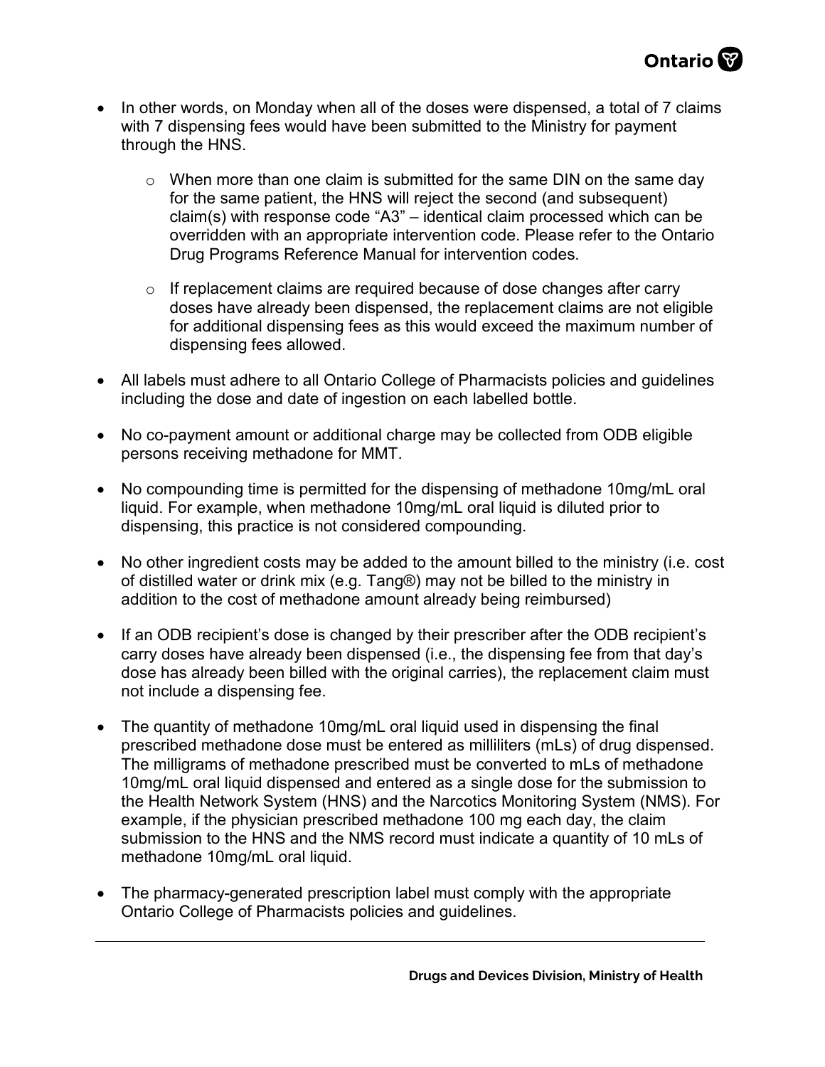- In other words, on Monday when all of the doses were dispensed, a total of 7 claims with 7 dispensing fees would have been submitted to the Ministry for payment through the HNS.
  - When more than one claim is submitted for the same DIN on the same day for the same patient, the HNS will reject the second (and subsequent) claim(s) with response code "A3" – identical claim processed which can be overridden with an appropriate intervention code. Please refer to the Ontario Drug Programs Reference Manual for intervention codes.
  - If replacement claims are required because of dose changes after carry doses have already been dispensed, the replacement claims are not eligible for additional dispensing fees as this would exceed the maximum number of dispensing fees allowed.
- All labels must adhere to all Ontario College of Pharmacists policies and guidelines including the dose and date of ingestion on each labelled bottle.
- No co-payment amount or additional charge may be collected from ODB eligible persons receiving methadone for MMT.
- No compounding time is permitted for the dispensing of methadone 10mg/mL oral liquid. For example, when methadone 10mg/mL oral liquid is diluted prior to dispensing, this practice is not considered compounding.
- No other ingredient costs may be added to the amount billed to the ministry (i.e. cost of distilled water or drink mix (e.g. Tang®) may not be billed to the ministry in addition to the cost of methadone amount already being reimbursed)
- If an ODB recipient's dose is changed by their prescriber after the ODB recipient's carry doses have already been dispensed (i.e., the dispensing fee from that day's dose has already been billed with the original carries), the replacement claim must not include a dispensing fee.
- The quantity of methadone 10mg/mL oral liquid used in dispensing the final prescribed methadone dose must be entered as milliliters (mLs) of drug dispensed. The milligrams of methadone prescribed must be converted to mLs of methadone 10mg/mL oral liquid dispensed and entered as a single dose for the submission to the Health Network System (HNS) and the Narcotics Monitoring System (NMS). For example, if the physician prescribed methadone 100 mg each day, the claim submission to the HNS and the NMS record must indicate a quantity of 10 mLs of methadone 10mg/mL oral liquid.
- The pharmacy-generated prescription label must comply with the appropriate Ontario College of Pharmacists policies and guidelines.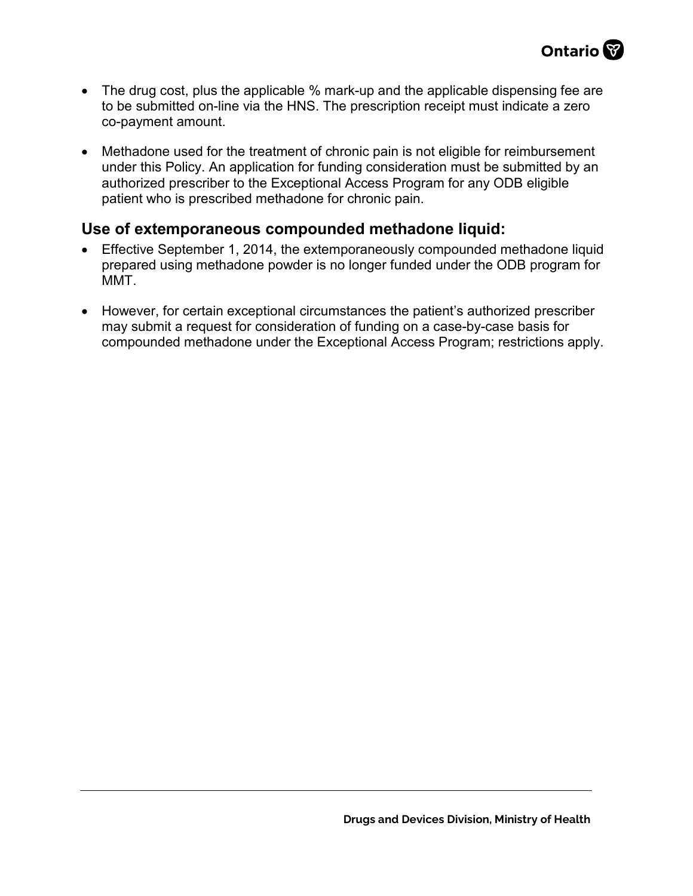- The drug cost, plus the applicable % mark-up and the applicable dispensing fee are to be submitted on-line via the HNS. The prescription receipt must indicate a zero co-payment amount.

- Methadone used for the treatment of chronic pain is not eligible for reimbursement under this Policy. An application for funding consideration must be submitted by an authorized prescriber to the Exceptional Access Program for any ODB eligible patient who is prescribed methadone for chronic pain.

## Use of extemporaneous compounded methadone liquid:

- Effective September 1, 2014, the extemporaneously compounded methadone liquid prepared using methadone powder is no longer funded under the ODB program for MMT.

- However, for certain exceptional circumstances the patient's authorized prescriber may submit a request for consideration of funding on a case-by-case basis for compounded methadone under the Exceptional Access Program; restrictions apply.